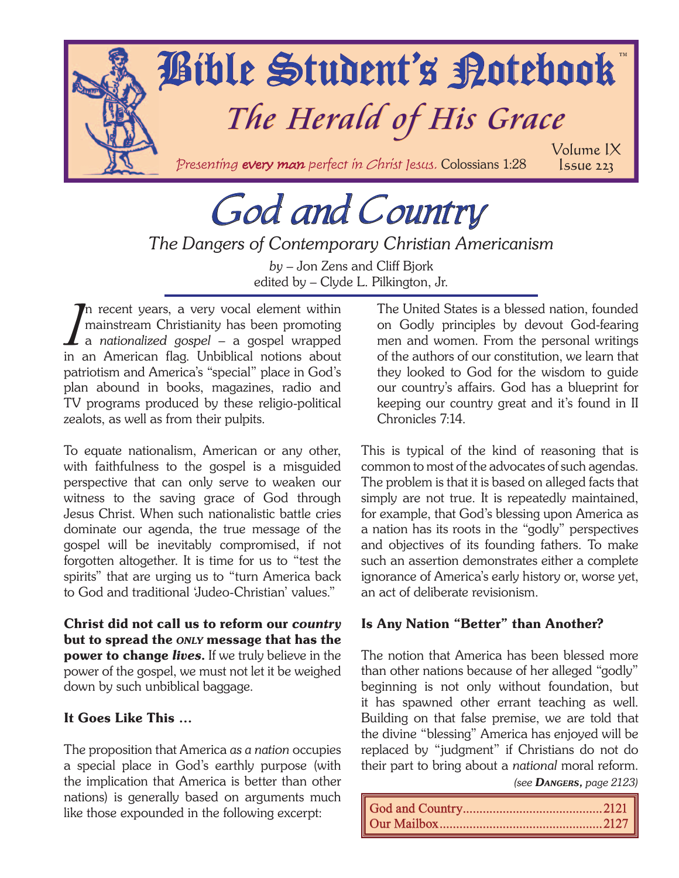# Bible Student's Notebook™

## *The Herald of His Grace*

*Presenting **every man** perfect in Christ Jesus.* Colossians 1:28

# *God and Country*

### *The Dangers of Contemporary Christian Americanism*

*by* – Jon Zens and Cliff Bjork
edited by – Clyde L. Pilkington, Jr.

In recent years, a very vocal element within mainstream Christianity has been promoting a *nationalized gospel* – a gospel wrapped in an American flag. Unbiblical notions about patriotism and America's "special" place in God's plan abound in books, magazines, radio and TV programs produced by these religio-political zealots, as well as from their pulpits.

To equate nationalism, American or any other, with faithfulness to the gospel is a misguided perspective that can only serve to weaken our witness to the saving grace of God through Jesus Christ. When such nationalistic battle cries dominate our agenda, the true message of the gospel will be inevitably compromised, if not forgotten altogether. It is time for us to "test the spirits" that are urging us to "turn America back to God and traditional 'Judeo-Christian' values."

**Christ did not call us to reform our *country* but to spread the *ONLY* message that has the power to change *lives*.** If we truly believe in the power of the gospel, we must not let it be weighed down by such unbiblical baggage.

### It Goes Like This …

The proposition that America *as a nation* occupies a special place in God's earthly purpose (with the implication that America is better than other nations) is generally based on arguments much like those expounded in the following excerpt:

> The United States is a blessed nation, founded on Godly principles by devout God-fearing men and women. From the personal writings of the authors of our constitution, we learn that they looked to God for the wisdom to guide our country's affairs. God has a blueprint for keeping our country great and it's found in II Chronicles 7:14.

This is typical of the kind of reasoning that is common to most of the advocates of such agendas. The problem is that it is based on alleged facts that simply are not true. It is repeatedly maintained, for example, that God's blessing upon America as a nation has its roots in the "godly" perspectives and objectives of its founding fathers. To make such an assertion demonstrates either a complete ignorance of America's early history or, worse yet, an act of deliberate revisionism.

### Is Any Nation "Better" than Another?

The notion that America has been blessed more than other nations because of her alleged "godly" beginning is not only without foundation, but it has spawned other errant teaching as well. Building on that false premise, we are told that the divine "blessing" America has enjoyed will be replaced by "judgment" if Christians do not do their part to bring about a *national* moral reform.

*(see **DANGERS**, page 2123)*

| | |
|---|---|
| God and Country | 2121 |
| Our Mailbox | 2127 |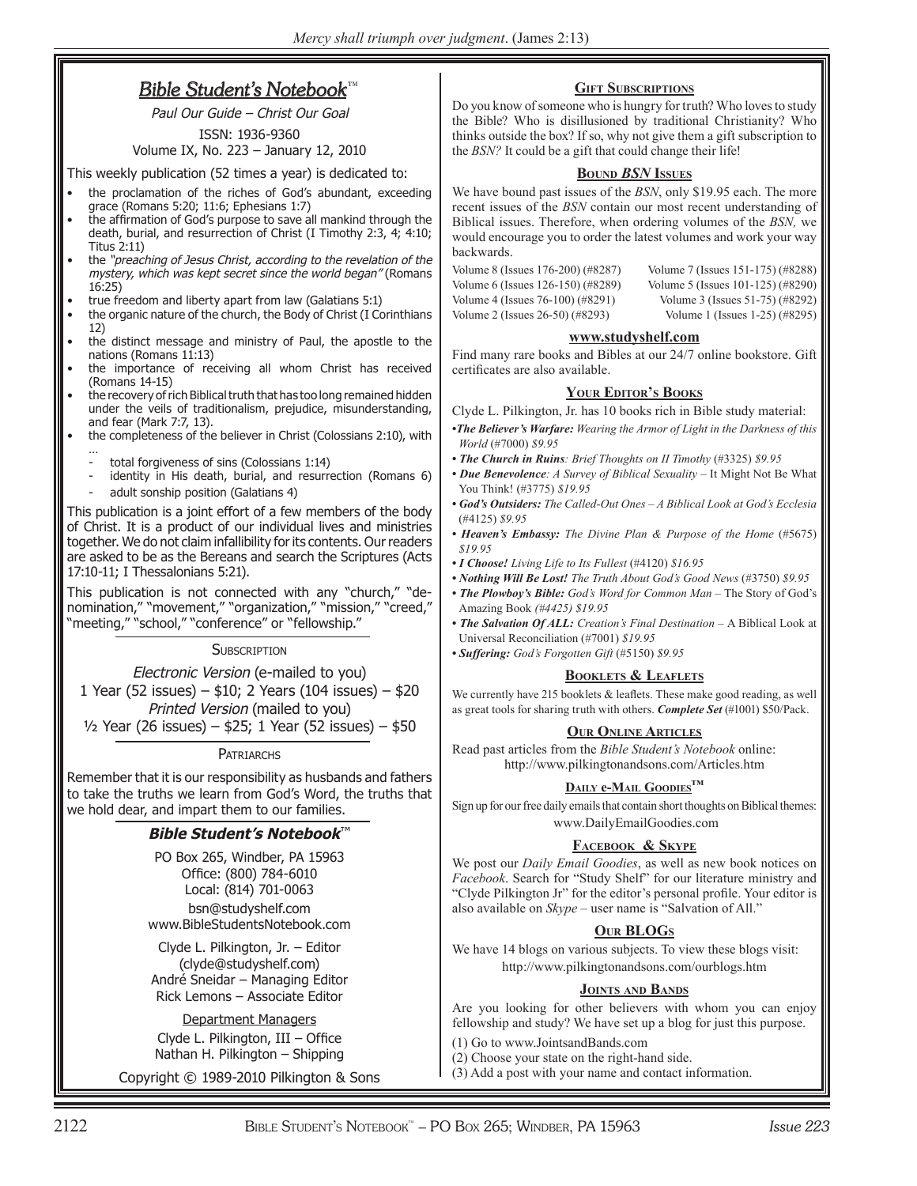# *Bible Student's Notebook*™

*Paul Our Guide – Christ Our Goal*

ISSN: 1936-9360
Volume IX, No. 223 – January 12, 2010

This weekly publication (52 times a year) is dedicated to:

- the proclamation of the riches of God's abundant, exceeding grace (Romans 5:20; 11:6; Ephesians 1:7)
- the affirmation of God's purpose to save all mankind through the death, burial, and resurrection of Christ (I Timothy 2:3, 4; 4:10; Titus 2:11)
- the *"preaching of Jesus Christ, according to the revelation of the mystery, which was kept secret since the world began"* (Romans 16:25)
- true freedom and liberty apart from law (Galatians 5:1)
- the organic nature of the church, the Body of Christ (I Corinthians 12)
- the distinct message and ministry of Paul, the apostle to the nations (Romans 11:13)
- the importance of receiving all whom Christ has received (Romans 14-15)
- the recovery of rich Biblical truth that has too long remained hidden under the veils of traditionalism, prejudice, misunderstanding, and fear (Mark 7:7, 13).
- the completeness of the believer in Christ (Colossians 2:10), with …
  - total forgiveness of sins (Colossians 1:14)
  - identity in His death, burial, and resurrection (Romans 6)
  - adult sonship position (Galatians 4)

This publication is a joint effort of a few members of the body of Christ. It is a product of our individual lives and ministries together. We do not claim infallibility for its contents. Our readers are asked to be as the Bereans and search the Scriptures (Acts 17:10-11; I Thessalonians 5:21).

This publication is not connected with any "church," "denomination," "movement," "organization," "mission," "creed," "meeting," "school," "conference" or "fellowship."

## Subscription

*Electronic Version* (e-mailed to you)
1 Year (52 issues) – $10; 2 Years (104 issues) – $20
*Printed Version* (mailed to you)
½ Year (26 issues) – $25; 1 Year (52 issues) – $50

## Patriarchs

Remember that it is our responsibility as husbands and fathers to take the truths we learn from God's Word, the truths that we hold dear, and impart them to our families.

## ***Bible Student's Notebook***™

PO Box 265, Windber, PA 15963
Office: (800) 784-6010
Local: (814) 701-0063
bsn@studyshelf.com
www.BibleStudentsNotebook.com

Clyde L. Pilkington, Jr. – Editor
(clyde@studyshelf.com)
André Sneidar – Managing Editor
Rick Lemons – Associate Editor

Department Managers
Clyde L. Pilkington, III – Office
Nathan H. Pilkington – Shipping

Copyright © 1989-2010 Pilkington & Sons

## Gift Subscriptions

Do you know of someone who is hungry for truth? Who loves to study the Bible? Who is disillusioned by traditional Christianity? Who thinks outside the box? If so, why not give them a gift subscription to the *BSN?* It could be a gift that could change their life!

## Bound *BSN* Issues

We have bound past issues of the *BSN*, only $19.95 each. The more recent issues of the *BSN* contain our most recent understanding of Biblical issues. Therefore, when ordering volumes of the *BSN,* we would encourage you to order the latest volumes and work your way backwards.

Volume 8 (Issues 176-200) (#8287)
Volume 7 (Issues 151-175) (#8288)
Volume 6 (Issues 126-150) (#8289)
Volume 5 (Issues 101-125) (#8290)
Volume 4 (Issues 76-100) (#8291)
Volume 3 (Issues 51-75) (#8292)
Volume 2 (Issues 26-50) (#8293)
Volume 1 (Issues 1-25) (#8295)

## www.studyshelf.com

Find many rare books and Bibles at our 24/7 online bookstore. Gift certificates are also available.

## Your Editor's Books

Clyde L. Pilkington, Jr. has 10 books rich in Bible study material:

- ***The Believer's Warfare:*** *Wearing the Armor of Light in the Darkness of this World* (#7000) *$9.95*
- ***The Church in Ruins****: Brief Thoughts on II Timothy* (#3325) *$9.95*
- ***Due Benevolence****: A Survey of Biblical Sexuality* – It Might Not Be What You Think! (#3775) *$19.95*
- ***God's Outsiders:*** *The Called-Out Ones – A Biblical Look at God's Ecclesia* (#4125) *$9.95*
- ***Heaven's Embassy:*** *The Divine Plan & Purpose of the Home* (#5675) *$19.95*
- ***I Choose!*** *Living Life to Its Fullest* (#4120) *$16.95*
- ***Nothing Will Be Lost!*** *The Truth About God's Good News* (#3750) *$9.95*
- ***The Plowboy's Bible:*** *God's Word for Common Man* – The Story of God's Amazing Book *(#4425) $19.95*
- ***The Salvation Of ALL:*** *Creation's Final Destination* – A Biblical Look at Universal Reconciliation (#7001) *$19.95*
- ***Suffering:*** *God's Forgotten Gift* (#5150) *$9.95*

## Booklets & Leaflets

We currently have 215 booklets & leaflets. These make good reading, as well as great tools for sharing truth with others. ***Complete Set*** (#1001) $50/Pack.

## Our Online Articles

Read past articles from the *Bible Student's Notebook* online:
http://www.pilkingtonandsons.com/Articles.htm

## Daily e-Mail Goodies™

Sign up for our free daily emails that contain short thoughts on Biblical themes:
www.DailyEmailGoodies.com

## Facebook & Skype

We post our *Daily Email Goodies*, as well as new book notices on *Facebook*. Search for "Study Shelf" for our literature ministry and "Clyde Pilkington Jr" for the editor's personal profile. Your editor is also available on *Skype* – user name is "Salvation of All."

## Our BLOGs

We have 14 blogs on various subjects. To view these blogs visit:
http://www.pilkingtonandsons.com/ourblogs.htm

## Joints and Bands

Are you looking for other believers with whom you can enjoy fellowship and study? We have set up a blog for just this purpose.

(1) Go to www.JointsandBands.com
(2) Choose your state on the right-hand side.
(3) Add a post with your name and contact information.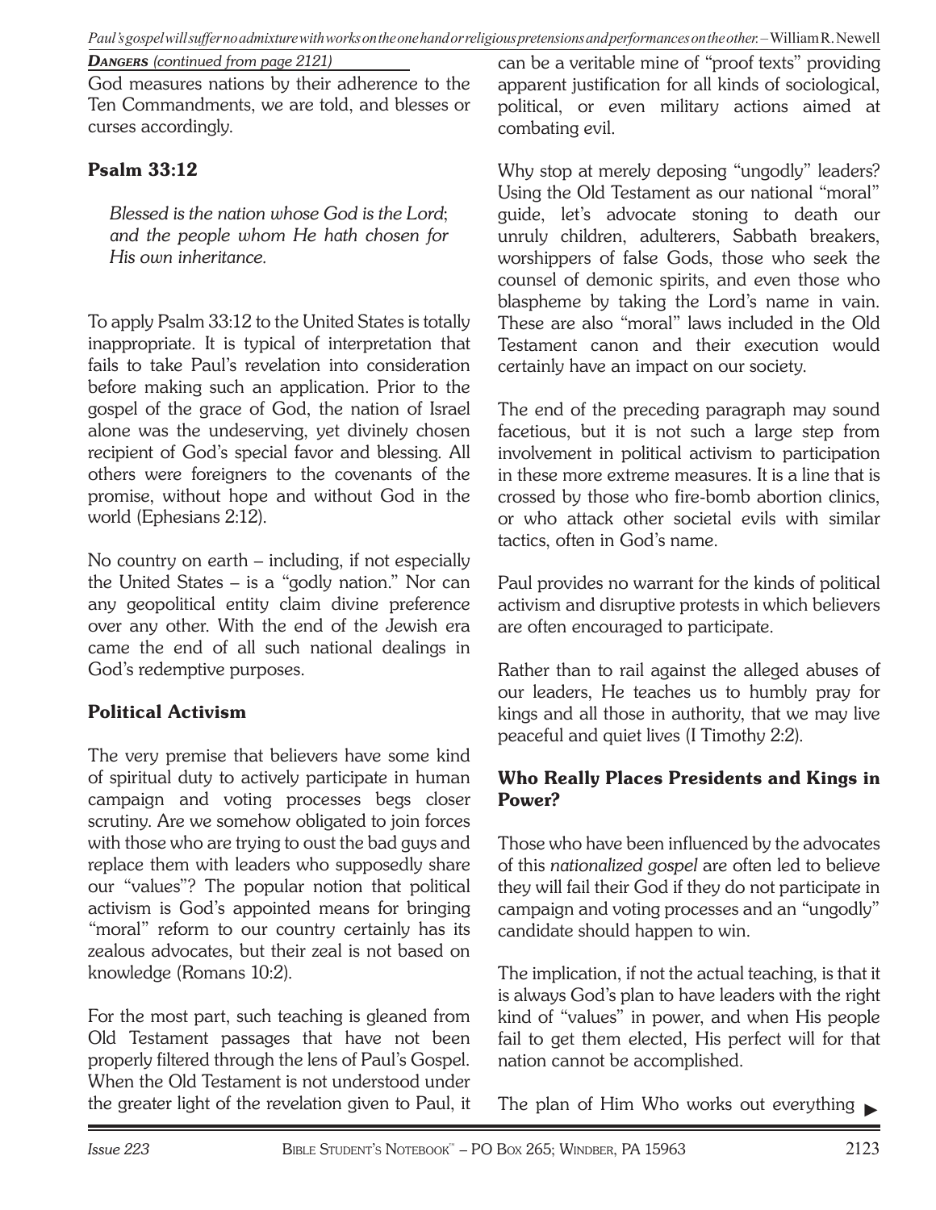***Dangers** (continued from page 2121)*

God measures nations by their adherence to the Ten Commandments, we are told, and blesses or curses accordingly.

### Psalm 33:12

> *Blessed is the nation whose God is the Lord; and the people whom He hath chosen for His own inheritance.*

To apply Psalm 33:12 to the United States is totally inappropriate. It is typical of interpretation that fails to take Paul's revelation into consideration before making such an application. Prior to the gospel of the grace of God, the nation of Israel alone was the undeserving, yet divinely chosen recipient of God's special favor and blessing. All others were foreigners to the covenants of the promise, without hope and without God in the world (Ephesians 2:12).

No country on earth – including, if not especially the United States – is a "godly nation." Nor can any geopolitical entity claim divine preference over any other. With the end of the Jewish era came the end of all such national dealings in God's redemptive purposes.

### Political Activism

The very premise that believers have some kind of spiritual duty to actively participate in human campaign and voting processes begs closer scrutiny. Are we somehow obligated to join forces with those who are trying to oust the bad guys and replace them with leaders who supposedly share our "values"? The popular notion that political activism is God's appointed means for bringing "moral" reform to our country certainly has its zealous advocates, but their zeal is not based on knowledge (Romans 10:2).

For the most part, such teaching is gleaned from Old Testament passages that have not been properly filtered through the lens of Paul's Gospel. When the Old Testament is not understood under the greater light of the revelation given to Paul, it can be a veritable mine of "proof texts" providing apparent justification for all kinds of sociological, political, or even military actions aimed at combating evil.

Why stop at merely deposing "ungodly" leaders? Using the Old Testament as our national "moral" guide, let's advocate stoning to death our unruly children, adulterers, Sabbath breakers, worshippers of false Gods, those who seek the counsel of demonic spirits, and even those who blaspheme by taking the Lord's name in vain. These are also "moral" laws included in the Old Testament canon and their execution would certainly have an impact on our society.

The end of the preceding paragraph may sound facetious, but it is not such a large step from involvement in political activism to participation in these more extreme measures. It is a line that is crossed by those who fire-bomb abortion clinics, or who attack other societal evils with similar tactics, often in God's name.

Paul provides no warrant for the kinds of political activism and disruptive protests in which believers are often encouraged to participate.

Rather than to rail against the alleged abuses of our leaders, He teaches us to humbly pray for kings and all those in authority, that we may live peaceful and quiet lives (I Timothy 2:2).

### Who Really Places Presidents and Kings in Power?

Those who have been influenced by the advocates of this *nationalized gospel* are often led to believe they will fail their God if they do not participate in campaign and voting processes and an "ungodly" candidate should happen to win.

The implication, if not the actual teaching, is that it is always God's plan to have leaders with the right kind of "values" in power, and when His people fail to get them elected, His perfect will for that nation cannot be accomplished.

The plan of Him Who works out everything ▶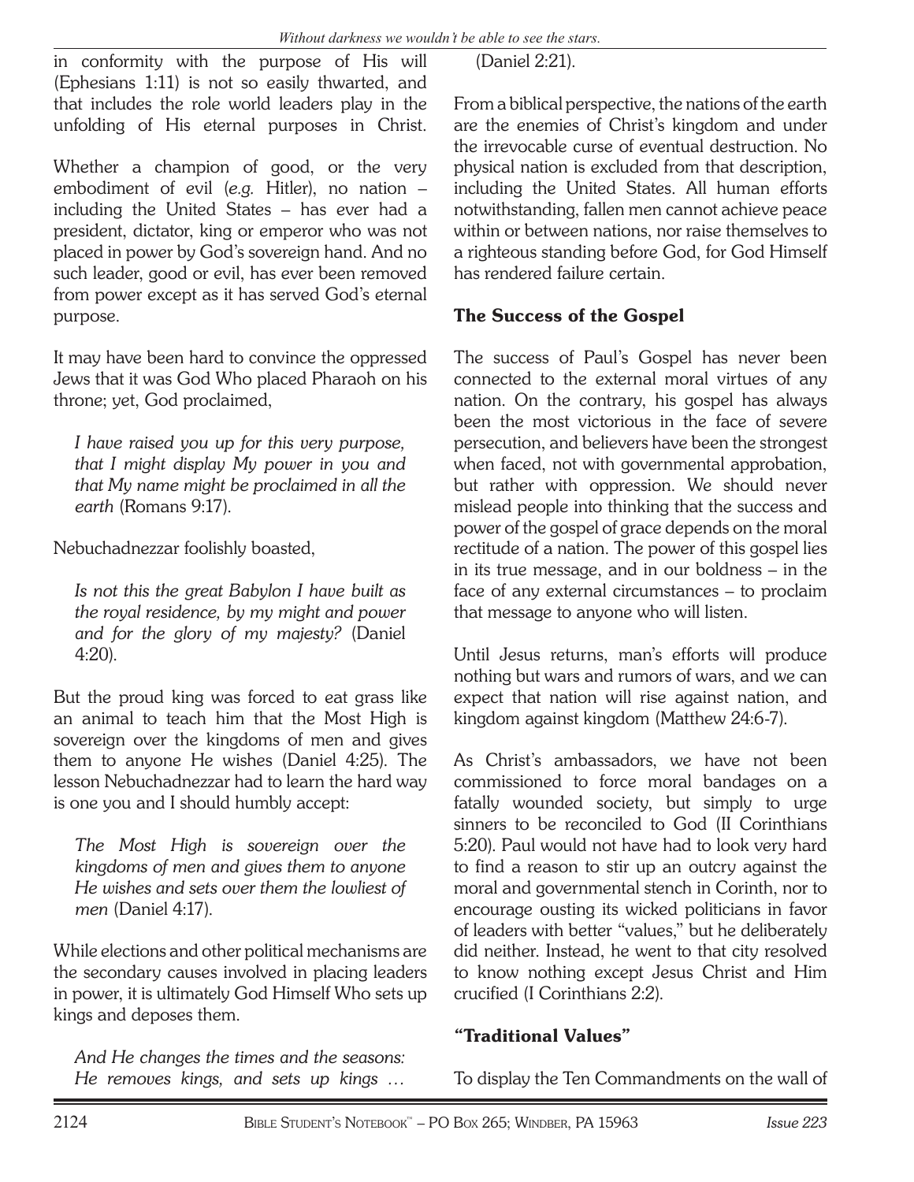in conformity with the purpose of His will (Ephesians 1:11) is not so easily thwarted, and that includes the role world leaders play in the unfolding of His eternal purposes in Christ.

Whether a champion of good, or the very embodiment of evil (*e.g.* Hitler), no nation – including the United States – has ever had a president, dictator, king or emperor who was not placed in power by God's sovereign hand. And no such leader, good or evil, has ever been removed from power except as it has served God's eternal purpose.

It may have been hard to convince the oppressed Jews that it was God Who placed Pharaoh on his throne; yet, God proclaimed,

> *I have raised you up for this very purpose, that I might display My power in you and that My name might be proclaimed in all the earth* (Romans 9:17).

Nebuchadnezzar foolishly boasted,

> *Is not this the great Babylon I have built as the royal residence, by my might and power and for the glory of my majesty?* (Daniel 4:20).

But the proud king was forced to eat grass like an animal to teach him that the Most High is sovereign over the kingdoms of men and gives them to anyone He wishes (Daniel 4:25). The lesson Nebuchadnezzar had to learn the hard way is one you and I should humbly accept:

> *The Most High is sovereign over the kingdoms of men and gives them to anyone He wishes and sets over them the lowliest of men* (Daniel 4:17).

While elections and other political mechanisms are the secondary causes involved in placing leaders in power, it is ultimately God Himself Who sets up kings and deposes them.

> *And He changes the times and the seasons: He removes kings, and sets up kings …* (Daniel 2:21).

From a biblical perspective, the nations of the earth are the enemies of Christ's kingdom and under the irrevocable curse of eventual destruction. No physical nation is excluded from that description, including the United States. All human efforts notwithstanding, fallen men cannot achieve peace within or between nations, nor raise themselves to a righteous standing before God, for God Himself has rendered failure certain.

## The Success of the Gospel

The success of Paul's Gospel has never been connected to the external moral virtues of any nation. On the contrary, his gospel has always been the most victorious in the face of severe persecution, and believers have been the strongest when faced, not with governmental approbation, but rather with oppression. We should never mislead people into thinking that the success and power of the gospel of grace depends on the moral rectitude of a nation. The power of this gospel lies in its true message, and in our boldness – in the face of any external circumstances – to proclaim that message to anyone who will listen.

Until Jesus returns, man's efforts will produce nothing but wars and rumors of wars, and we can expect that nation will rise against nation, and kingdom against kingdom (Matthew 24:6-7).

As Christ's ambassadors, we have not been commissioned to force moral bandages on a fatally wounded society, but simply to urge sinners to be reconciled to God (II Corinthians 5:20). Paul would not have had to look very hard to find a reason to stir up an outcry against the moral and governmental stench in Corinth, nor to encourage ousting its wicked politicians in favor of leaders with better "values," but he deliberately did neither. Instead, he went to that city resolved to know nothing except Jesus Christ and Him crucified (I Corinthians 2:2).

## "Traditional Values"

To display the Ten Commandments on the wall of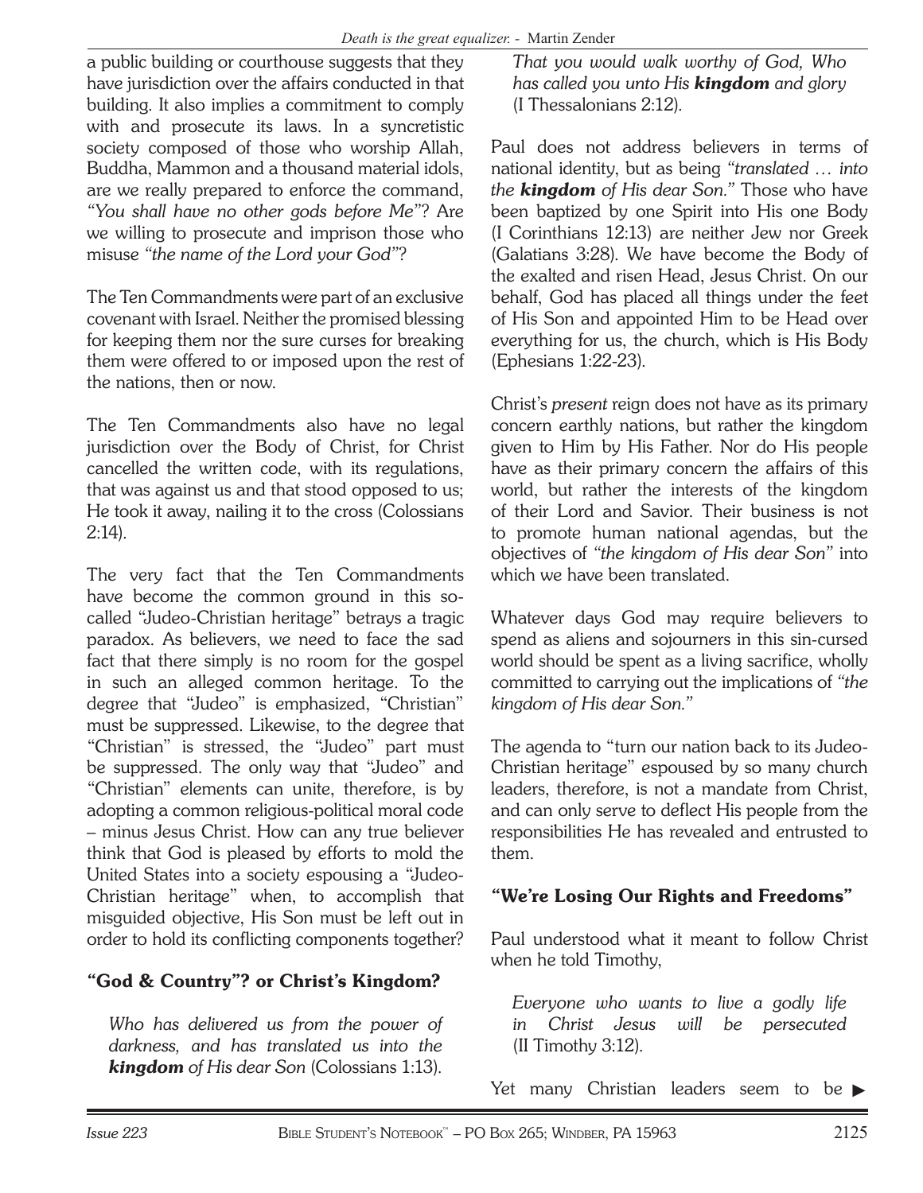a public building or courthouse suggests that they have jurisdiction over the affairs conducted in that building. It also implies a commitment to comply with and prosecute its laws. In a syncretistic society composed of those who worship Allah, Buddha, Mammon and a thousand material idols, are we really prepared to enforce the command, *"You shall have no other gods before Me"*? Are we willing to prosecute and imprison those who misuse *"the name of the Lord your God"*?

The Ten Commandments were part of an exclusive covenant with Israel. Neither the promised blessing for keeping them nor the sure curses for breaking them were offered to or imposed upon the rest of the nations, then or now.

The Ten Commandments also have no legal jurisdiction over the Body of Christ, for Christ cancelled the written code, with its regulations, that was against us and that stood opposed to us; He took it away, nailing it to the cross (Colossians 2:14).

The very fact that the Ten Commandments have become the common ground in this so-called "Judeo-Christian heritage" betrays a tragic paradox. As believers, we need to face the sad fact that there simply is no room for the gospel in such an alleged common heritage. To the degree that "Judeo" is emphasized, "Christian" must be suppressed. Likewise, to the degree that "Christian" is stressed, the "Judeo" part must be suppressed. The only way that "Judeo" and "Christian" elements can unite, therefore, is by adopting a common religious-political moral code – minus Jesus Christ. How can any true believer think that God is pleased by efforts to mold the United States into a society espousing a "Judeo-Christian heritage" when, to accomplish that misguided objective, His Son must be left out in order to hold its conflicting components together?

## "God & Country"? or Christ's Kingdom?

> *Who has delivered us from the power of darkness, and has translated us into the* ***kingdom*** *of His dear Son* (Colossians 1:13).
>
> *That you would walk worthy of God, Who has called you unto His* ***kingdom*** *and glory* (I Thessalonians 2:12).

Paul does not address believers in terms of national identity, but as being *"translated … into the* ***kingdom*** *of His dear Son."* Those who have been baptized by one Spirit into His one Body (I Corinthians 12:13) are neither Jew nor Greek (Galatians 3:28). We have become the Body of the exalted and risen Head, Jesus Christ. On our behalf, God has placed all things under the feet of His Son and appointed Him to be Head over everything for us, the church, which is His Body (Ephesians 1:22-23).

Christ's *present* reign does not have as its primary concern earthly nations, but rather the kingdom given to Him by His Father. Nor do His people have as their primary concern the affairs of this world, but rather the interests of the kingdom of their Lord and Savior. Their business is not to promote human national agendas, but the objectives of *"the kingdom of His dear Son"* into which we have been translated.

Whatever days God may require believers to spend as aliens and sojourners in this sin-cursed world should be spent as a living sacrifice, wholly committed to carrying out the implications of *"the kingdom of His dear Son."*

The agenda to "turn our nation back to its Judeo-Christian heritage" espoused by so many church leaders, therefore, is not a mandate from Christ, and can only serve to deflect His people from the responsibilities He has revealed and entrusted to them.

## "We're Losing Our Rights and Freedoms"

Paul understood what it meant to follow Christ when he told Timothy,

> *Everyone who wants to live a godly life in Christ Jesus will be persecuted* (II Timothy 3:12).

Yet many Christian leaders seem to be ▶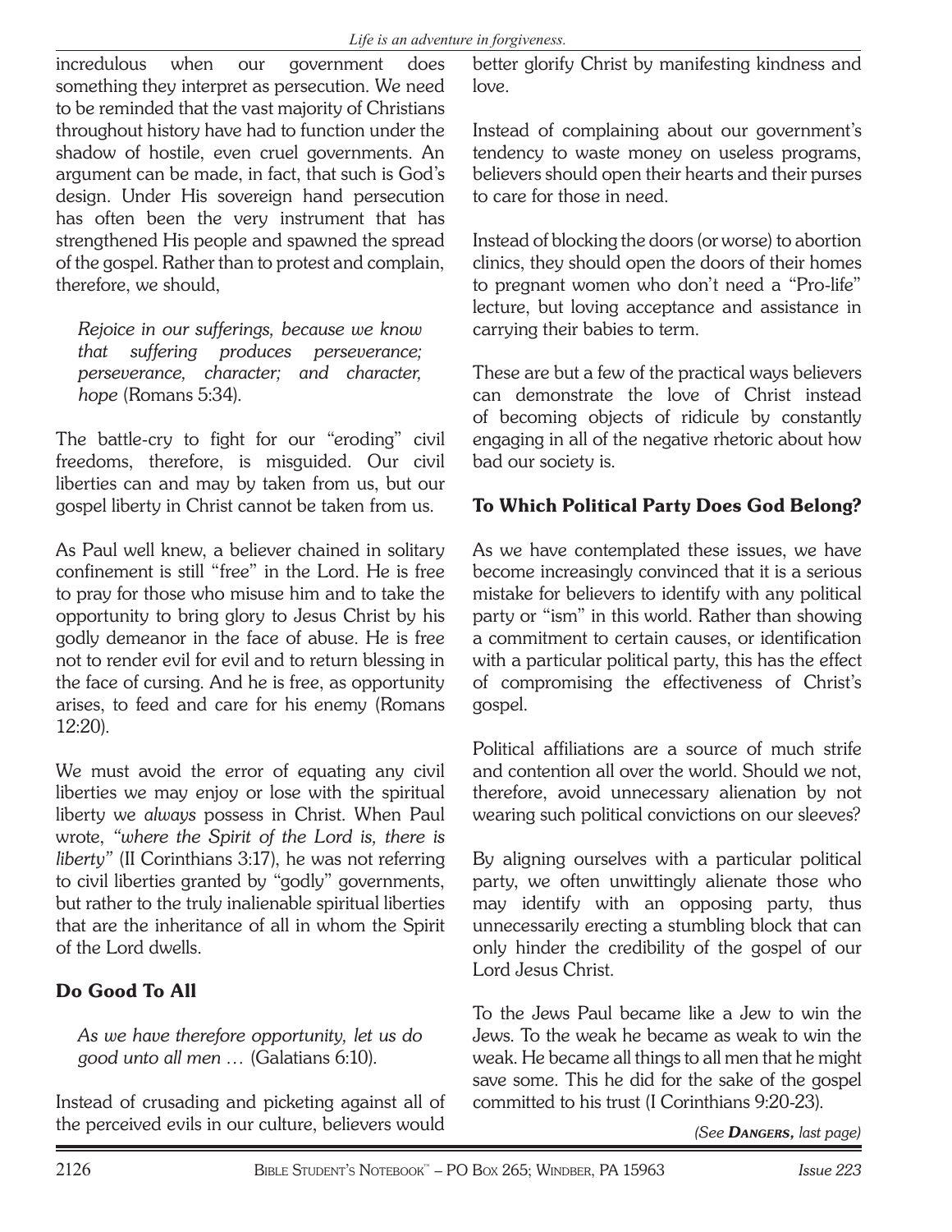incredulous when our government does something they interpret as persecution. We need to be reminded that the vast majority of Christians throughout history have had to function under the shadow of hostile, even cruel governments. An argument can be made, in fact, that such is God's design. Under His sovereign hand persecution has often been the very instrument that has strengthened His people and spawned the spread of the gospel. Rather than to protest and complain, therefore, we should,

> *Rejoice in our sufferings, because we know that suffering produces perseverance; perseverance, character; and character, hope* (Romans 5:34).

The battle-cry to fight for our "eroding" civil freedoms, therefore, is misguided. Our civil liberties can and may by taken from us, but our gospel liberty in Christ cannot be taken from us.

As Paul well knew, a believer chained in solitary confinement is still "free" in the Lord. He is free to pray for those who misuse him and to take the opportunity to bring glory to Jesus Christ by his godly demeanor in the face of abuse. He is free not to render evil for evil and to return blessing in the face of cursing. And he is free, as opportunity arises, to feed and care for his enemy (Romans 12:20).

We must avoid the error of equating any civil liberties we may enjoy or lose with the spiritual liberty we *always* possess in Christ. When Paul wrote, *"where the Spirit of the Lord is, there is liberty"* (II Corinthians 3:17), he was not referring to civil liberties granted by "godly" governments, but rather to the truly inalienable spiritual liberties that are the inheritance of all in whom the Spirit of the Lord dwells.

## Do Good To All

> *As we have therefore opportunity, let us do good unto all men …* (Galatians 6:10).

Instead of crusading and picketing against all of the perceived evils in our culture, believers would better glorify Christ by manifesting kindness and love.

Instead of complaining about our government's tendency to waste money on useless programs, believers should open their hearts and their purses to care for those in need.

Instead of blocking the doors (or worse) to abortion clinics, they should open the doors of their homes to pregnant women who don't need a "Pro-life" lecture, but loving acceptance and assistance in carrying their babies to term.

These are but a few of the practical ways believers can demonstrate the love of Christ instead of becoming objects of ridicule by constantly engaging in all of the negative rhetoric about how bad our society is.

## To Which Political Party Does God Belong?

As we have contemplated these issues, we have become increasingly convinced that it is a serious mistake for believers to identify with any political party or "ism" in this world. Rather than showing a commitment to certain causes, or identification with a particular political party, this has the effect of compromising the effectiveness of Christ's gospel.

Political affiliations are a source of much strife and contention all over the world. Should we not, therefore, avoid unnecessary alienation by not wearing such political convictions on our sleeves?

By aligning ourselves with a particular political party, we often unwittingly alienate those who may identify with an opposing party, thus unnecessarily erecting a stumbling block that can only hinder the credibility of the gospel of our Lord Jesus Christ.

To the Jews Paul became like a Jew to win the Jews. To the weak he became as weak to win the weak. He became all things to all men that he might save some. This he did for the sake of the gospel committed to his trust (I Corinthians 9:20-23).

*(See* ***Dangers,*** *last page)*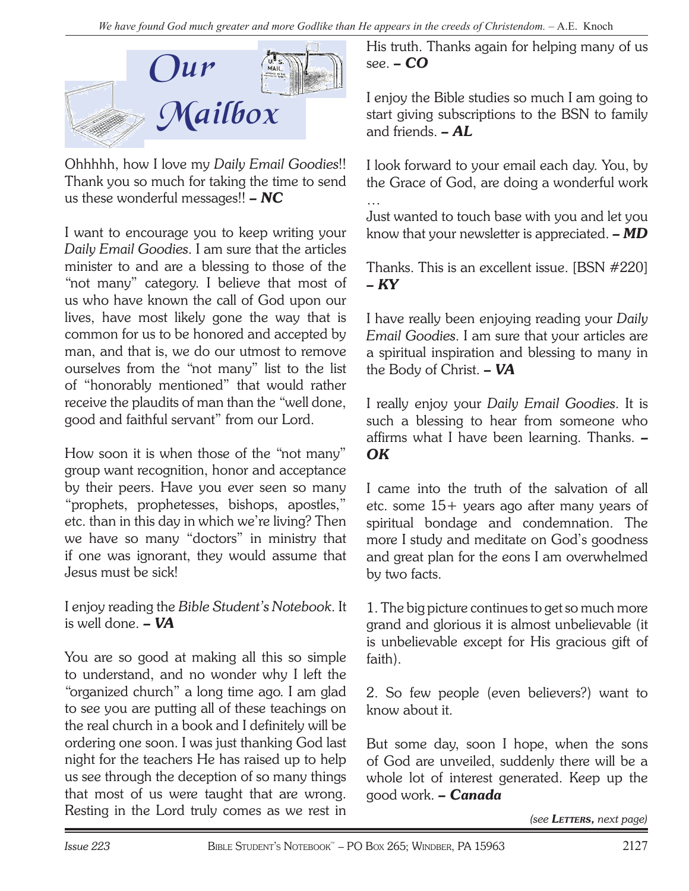# Our Mailbox

Ohhhhh, how I love my *Daily Email Goodies*!! Thank you so much for taking the time to send us these wonderful messages!! ***– NC***

I want to encourage you to keep writing your *Daily Email Goodies*. I am sure that the articles minister to and are a blessing to those of the "not many" category. I believe that most of us who have known the call of God upon our lives, have most likely gone the way that is common for us to be honored and accepted by man, and that is, we do our utmost to remove ourselves from the "not many" list to the list of "honorably mentioned" that would rather receive the plaudits of man than the "well done, good and faithful servant" from our Lord.

How soon it is when those of the "not many" group want recognition, honor and acceptance by their peers. Have you ever seen so many "prophets, prophetesses, bishops, apostles," etc. than in this day in which we're living? Then we have so many "doctors" in ministry that if one was ignorant, they would assume that Jesus must be sick!

I enjoy reading the *Bible Student's Notebook*. It is well done. ***– VA***

You are so good at making all this so simple to understand, and no wonder why I left the "organized church" a long time ago. I am glad to see you are putting all of these teachings on the real church in a book and I definitely will be ordering one soon. I was just thanking God last night for the teachers He has raised up to help us see through the deception of so many things that most of us were taught that are wrong. Resting in the Lord truly comes as we rest in His truth. Thanks again for helping many of us see. ***– CO***

I enjoy the Bible studies so much I am going to start giving subscriptions to the BSN to family and friends. ***– AL***

I look forward to your email each day. You, by the Grace of God, are doing a wonderful work …
Just wanted to touch base with you and let you know that your newsletter is appreciated. ***– MD***

Thanks. This is an excellent issue. [BSN #220] ***– KY***

I have really been enjoying reading your *Daily Email Goodies*. I am sure that your articles are a spiritual inspiration and blessing to many in the Body of Christ. ***– VA***

I really enjoy your *Daily Email Goodies*. It is such a blessing to hear from someone who affirms what I have been learning. Thanks. ***– OK***

I came into the truth of the salvation of all etc. some 15+ years ago after many years of spiritual bondage and condemnation. The more I study and meditate on God's goodness and great plan for the eons I am overwhelmed by two facts.

1. The big picture continues to get so much more grand and glorious it is almost unbelievable (it is unbelievable except for His gracious gift of faith).

2. So few people (even believers?) want to know about it.

But some day, soon I hope, when the sons of God are unveiled, suddenly there will be a whole lot of interest generated. Keep up the good work. ***– Canada***

*(see **Letters,** next page)*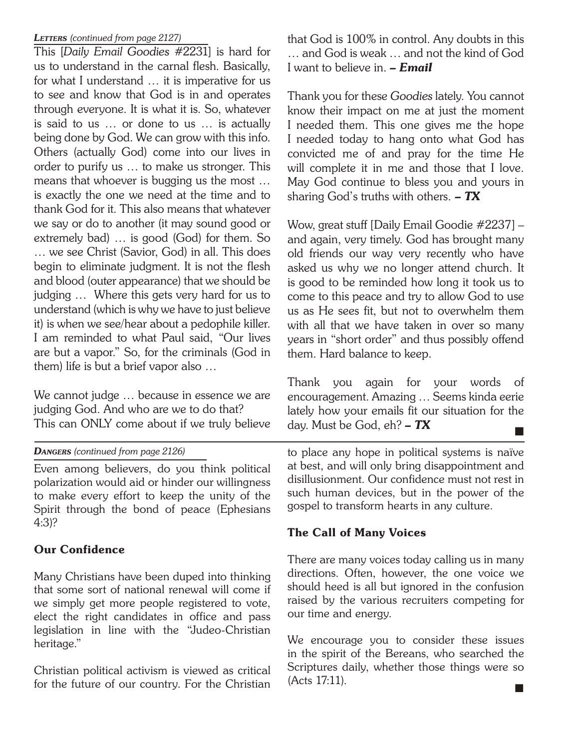***Letters*** *(continued from page 2127)*

This [*Daily Email Goodies* #2231] is hard for us to understand in the carnal flesh. Basically, for what I understand … it is imperative for us to see and know that God is in and operates through everyone. It is what it is. So, whatever is said to us … or done to us … is actually being done by God. We can grow with this info. Others (actually God) come into our lives in order to purify us … to make us stronger. This means that whoever is bugging us the most … is exactly the one we need at the time and to thank God for it. This also means that whatever we say or do to another (it may sound good or extremely bad) … is good (God) for them. So … we see Christ (Savior, God) in all. This does begin to eliminate judgment. It is not the flesh and blood (outer appearance) that we should be judging … Where this gets very hard for us to understand (which is why we have to just believe it) is when we see/hear about a pedophile killer. I am reminded to what Paul said, "Our lives are but a vapor." So, for the criminals (God in them) life is but a brief vapor also …

We cannot judge … because in essence we are judging God. And who are we to do that? This can ONLY come about if we truly believe that God is 100% in control. Any doubts in this … and God is weak … and not the kind of God I want to believe in. ***– Email***

Thank you for these *Goodies* lately. You cannot know their impact on me at just the moment I needed them. This one gives me the hope I needed today to hang onto what God has convicted me of and pray for the time He will complete it in me and those that I love. May God continue to bless you and yours in sharing God's truths with others. ***– TX***

Wow, great stuff [Daily Email Goodie #2237] – and again, very timely. God has brought many old friends our way very recently who have asked us why we no longer attend church. It is good to be reminded how long it took us to come to this peace and try to allow God to use us as He sees fit, but not to overwhelm them with all that we have taken in over so many years in "short order" and thus possibly offend them. Hard balance to keep.

Thank you again for your words of encouragement. Amazing … Seems kinda eerie lately how your emails fit our situation for the day. Must be God, eh? ***– TX***

■

***Dangers*** *(continued from page 2126)*

Even among believers, do you think political polarization would aid or hinder our willingness to make every effort to keep the unity of the Spirit through the bond of peace (Ephesians 4:3)?

## Our Confidence

Many Christians have been duped into thinking that some sort of national renewal will come if we simply get more people registered to vote, elect the right candidates in office and pass legislation in line with the "Judeo-Christian heritage."

Christian political activism is viewed as critical for the future of our country. For the Christian to place any hope in political systems is naïve at best, and will only bring disappointment and disillusionment. Our confidence must not rest in such human devices, but in the power of the gospel to transform hearts in any culture.

## The Call of Many Voices

There are many voices today calling us in many directions. Often, however, the one voice we should heed is all but ignored in the confusion raised by the various recruiters competing for our time and energy.

We encourage you to consider these issues in the spirit of the Bereans, who searched the Scriptures daily, whether those things were so (Acts 17:11).

■